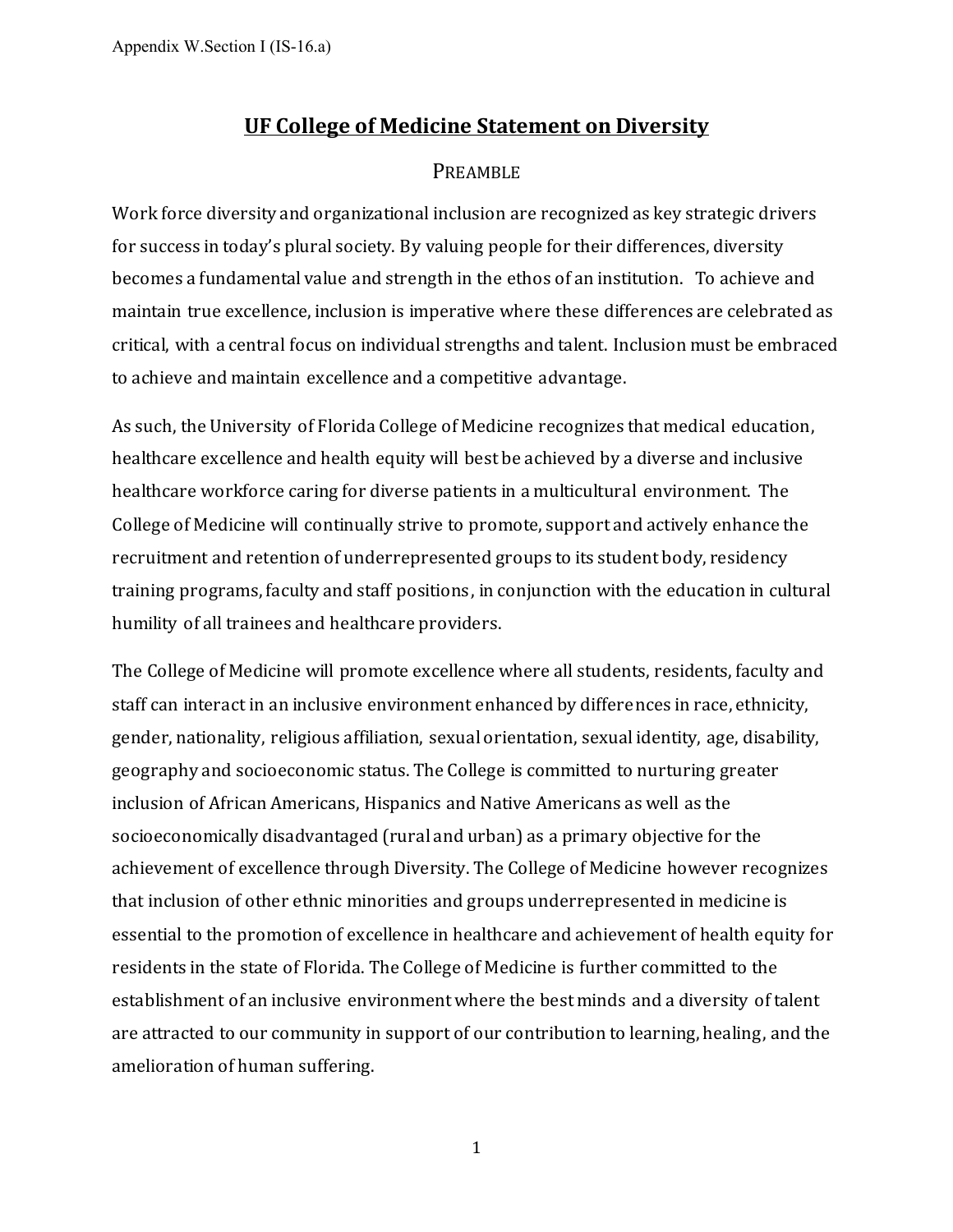# UF College of Medicine Statement on Diversity

## Preamble

Work force diversity and organizational inclusion are recognized as key strategic drivers for success in today's plural society. By valuing people for their differences, diversity becomes a fundamental value and strength in the ethos of an institution. To achieve and maintain true excellence, inclusion is imperative where these differences are celebrated as critical, with a central focus on individual strengths and talent. Inclusion must be embraced to achieve and maintain excellence and a competitive advantage.

As such, the University of Florida College of Medicine recognizes that medical education, healthcare excellence and health equity will best be achieved by a diverse and inclusive healthcare workforce caring for diverse patients in a multicultural environment. The College of Medicine will continually strive to promote, support and actively enhance the recruitment and retention of underrepresented groups to its student body, residency training programs, faculty and staff positions, in conjunction with the education in cultural humility of all trainees and healthcare providers.

The College of Medicine will promote excellence where all students, residents, faculty and staff can interact in an inclusive environment enhanced by differences in race, ethnicity, gender, nationality, religious affiliation, sexual orientation, sexual identity, age, disability, geography and socioeconomic status. The College is committed to nurturing greater inclusion of African Americans, Hispanics and Native Americans as well as the socioeconomically disadvantaged (rural and urban) as a primary objective for the achievement of excellence through Diversity. The College of Medicine however recognizes that inclusion of other ethnic minorities and groups underrepresented in medicine is essential to the promotion of excellence in healthcare and achievement of health equity for residents in the state of Florida. The College of Medicine is further committed to the establishment of an inclusive environment where the best minds and a diversity of talent are attracted to our community in support of our contribution to learning, healing, and the amelioration of human suffering.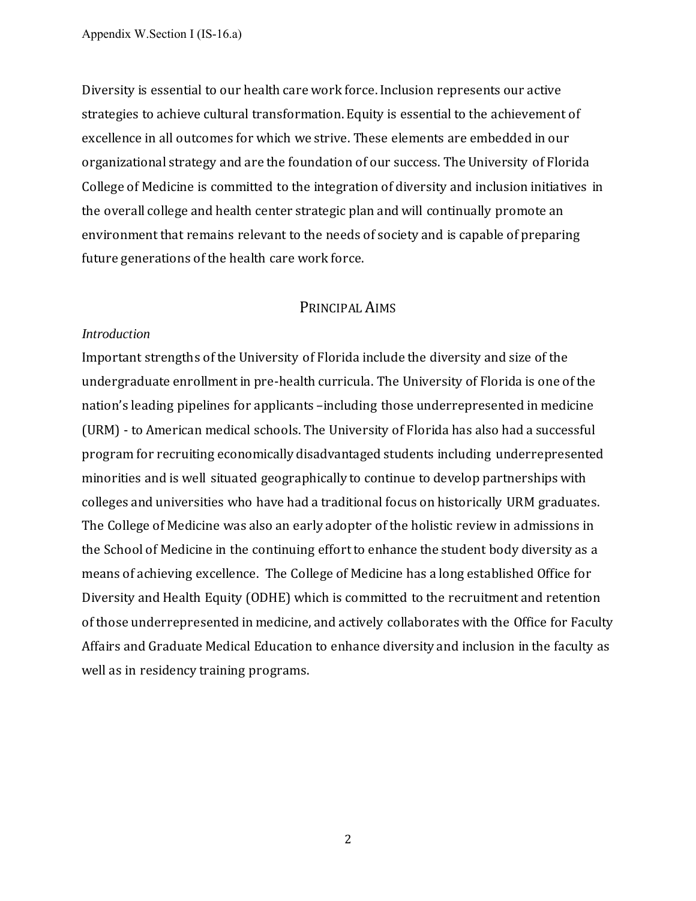Diversity is essential to our health care work force. Inclusion represents our active strategies to achieve cultural transformation. Equity is essential to the achievement of excellence in all outcomes for which we strive. These elements are embedded in our organizational strategy and are the foundation of our success. The University of Florida College of Medicine is committed to the integration of diversity and inclusion initiatives in the overall college and health center strategic plan and will continually promote an environment that remains relevant to the needs of society and is capable of preparing future generations of the health care work force.

## PRINCIPAL AIMS

*Introduction*

Important strengths of the University of Florida include the diversity and size of the undergraduate enrollment in pre-health curricula. The University of Florida is one of the nation's leading pipelines for applicants –including those underrepresented in medicine (URM) - to American medical schools. The University of Florida has also had a successful program for recruiting economically disadvantaged students including underrepresented minorities and is well situated geographically to continue to develop partnerships with colleges and universities who have had a traditional focus on historically URM graduates. The College of Medicine was also an early adopter of the holistic review in admissions in the School of Medicine in the continuing effort to enhance the student body diversity as a means of achieving excellence. The College of Medicine has a long established Office for Diversity and Health Equity (ODHE) which is committed to the recruitment and retention of those underrepresented in medicine, and actively collaborates with the Office for Faculty Affairs and Graduate Medical Education to enhance diversity and inclusion in the faculty as well as in residency training programs.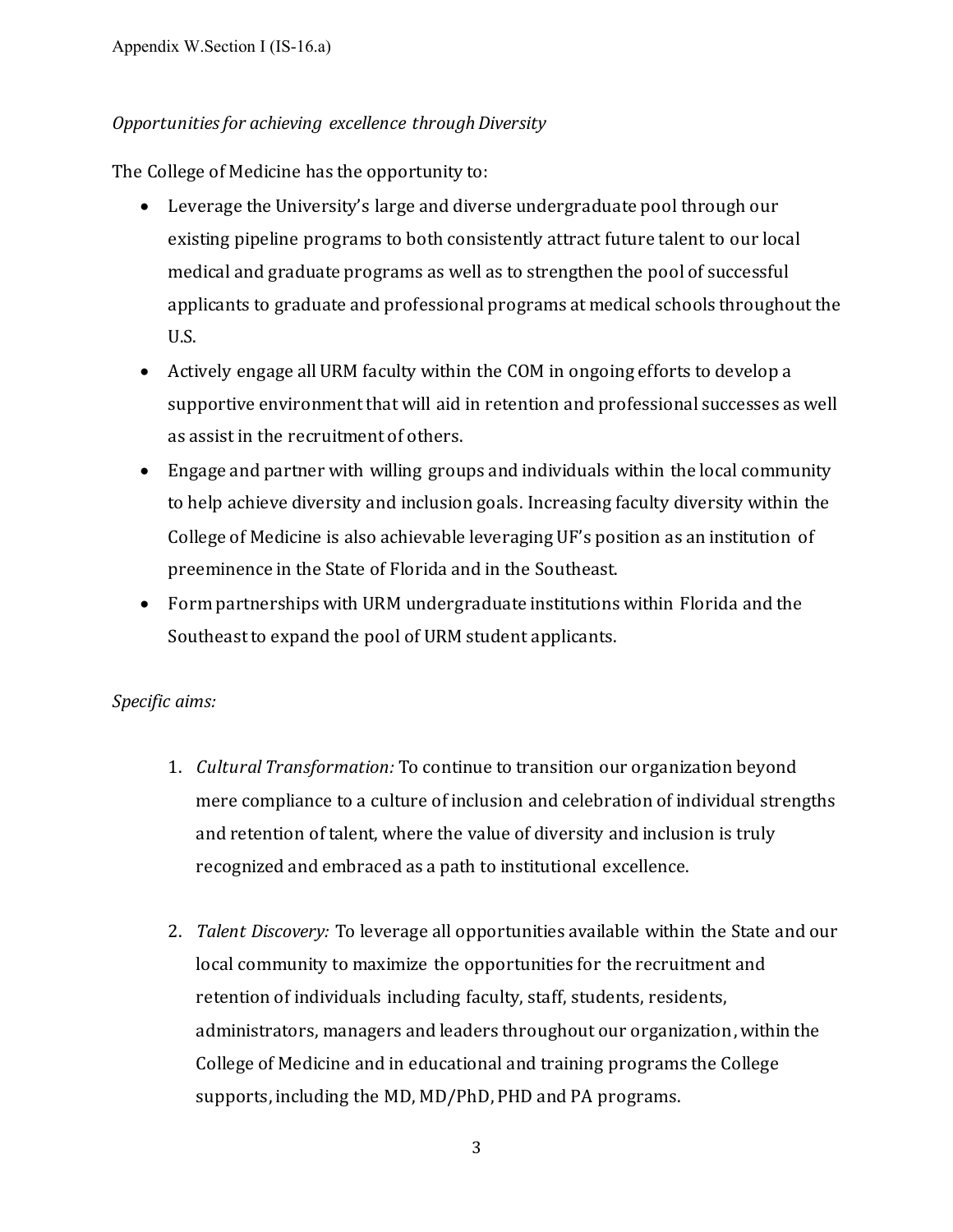*Opportunities for achieving excellence through Diversity*

The College of Medicine has the opportunity to:

- Leverage the University's large and diverse undergraduate pool through our existing pipeline programs to both consistently attract future talent to our local medical and graduate programs as well as to strengthen the pool of successful applicants to graduate and professional programs at medical schools throughout the U.S.
- Actively engage all URM faculty within the COM in ongoing efforts to develop a supportive environment that will aid in retention and professional successes as well as assist in the recruitment of others.
- Engage and partner with willing groups and individuals within the local community to help achieve diversity and inclusion goals. Increasing faculty diversity within the College of Medicine is also achievable leveraging UF's position as an institution of preeminence in the State of Florida and in the Southeast.
- Form partnerships with URM undergraduate institutions within Florida and the Southeast to expand the pool of URM student applicants.

*Specific aims:*

1. *Cultural Transformation:* To continue to transition our organization beyond mere compliance to a culture of inclusion and celebration of individual strengths and retention of talent, where the value of diversity and inclusion is truly recognized and embraced as a path to institutional excellence.

2. *Talent Discovery:* To leverage all opportunities available within the State and our local community to maximize the opportunities for the recruitment and retention of individuals including faculty, staff, students, residents, administrators, managers and leaders throughout our organization, within the College of Medicine and in educational and training programs the College supports, including the MD, MD/PhD, PHD and PA programs.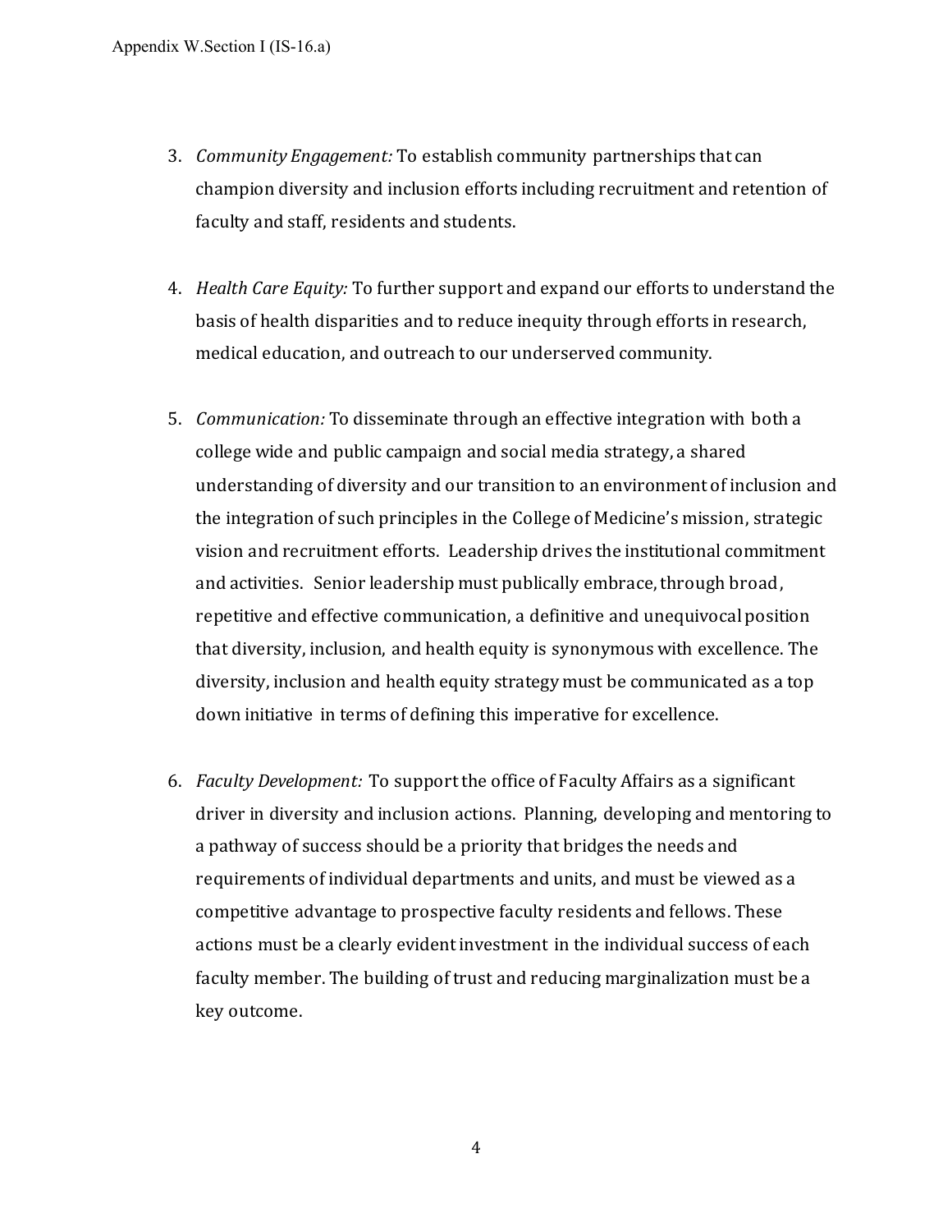3. *Community Engagement:* To establish community partnerships that can champion diversity and inclusion efforts including recruitment and retention of faculty and staff, residents and students.

4. *Health Care Equity:* To further support and expand our efforts to understand the basis of health disparities and to reduce inequity through efforts in research, medical education, and outreach to our underserved community.

5. *Communication:* To disseminate through an effective integration with both a college wide and public campaign and social media strategy, a shared understanding of diversity and our transition to an environment of inclusion and the integration of such principles in the College of Medicine's mission, strategic vision and recruitment efforts. Leadership drives the institutional commitment and activities. Senior leadership must publically embrace, through broad, repetitive and effective communication, a definitive and unequivocal position that diversity, inclusion, and health equity is synonymous with excellence. The diversity, inclusion and health equity strategy must be communicated as a top down initiative in terms of defining this imperative for excellence.

6. *Faculty Development:* To support the office of Faculty Affairs as a significant driver in diversity and inclusion actions. Planning, developing and mentoring to a pathway of success should be a priority that bridges the needs and requirements of individual departments and units, and must be viewed as a competitive advantage to prospective faculty residents and fellows. These actions must be a clearly evident investment in the individual success of each faculty member. The building of trust and reducing marginalization must be a key outcome.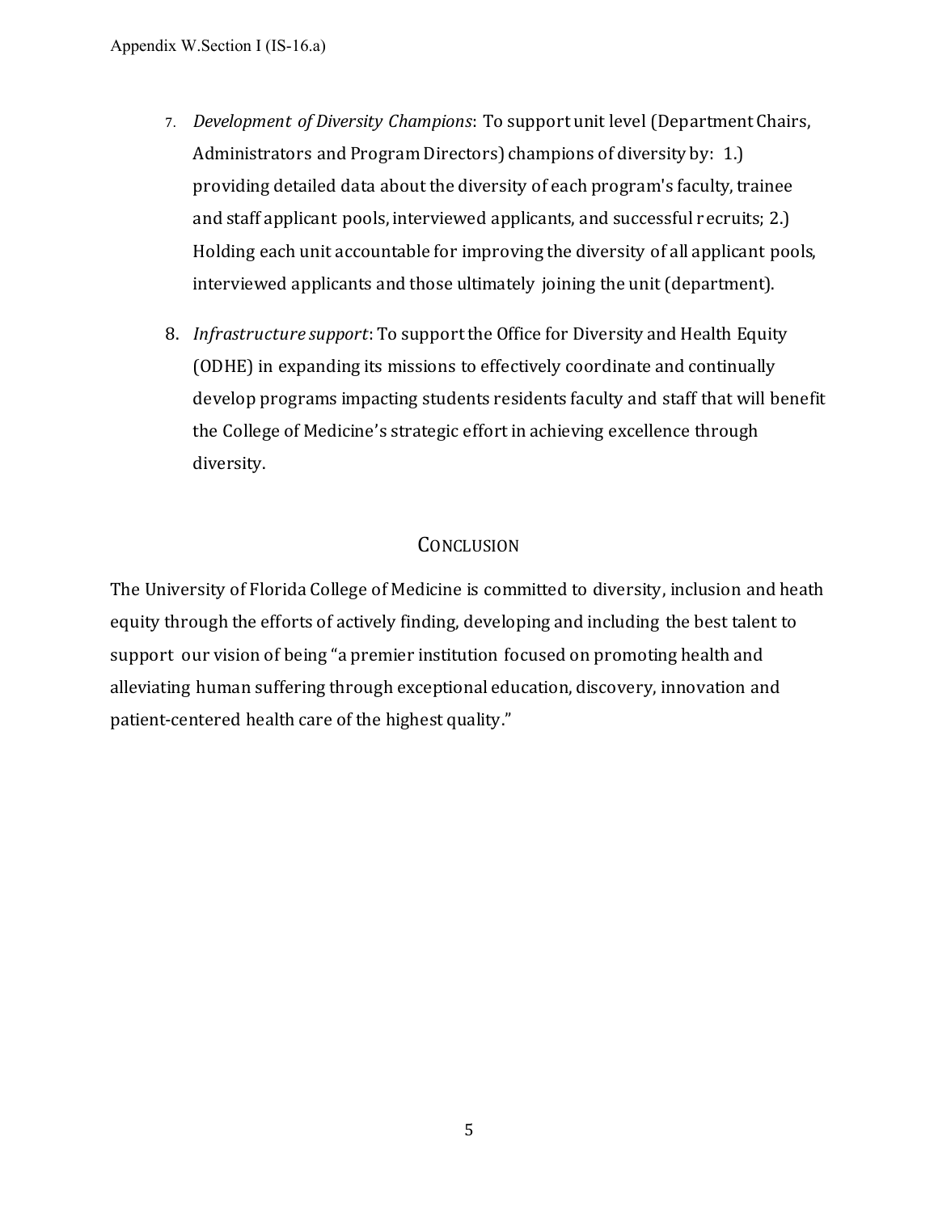7. *Development of Diversity Champions*: To support unit level (Department Chairs, Administrators and Program Directors) champions of diversity by: 1.) providing detailed data about the diversity of each program's faculty, trainee and staff applicant pools, interviewed applicants, and successful r ecruits; 2.) Holding each unit accountable for improving the diversity of all applicant pools, interviewed applicants and those ultimately joining the unit (department).

8. *Infrastructure support*: To support the Office for Diversity and Health Equity (ODHE) in expanding its missions to effectively coordinate and continually develop programs impacting students residents faculty and staff that will benefit the College of Medicine's strategic effort in achieving excellence through diversity.

## Conclusion

The University of Florida College of Medicine is committed to diversity, inclusion and heath equity through the efforts of actively finding, developing and including the best talent to support our vision of being "a premier institution focused on promoting health and alleviating human suffering through exceptional education, discovery, innovation and patient-centered health care of the highest quality."